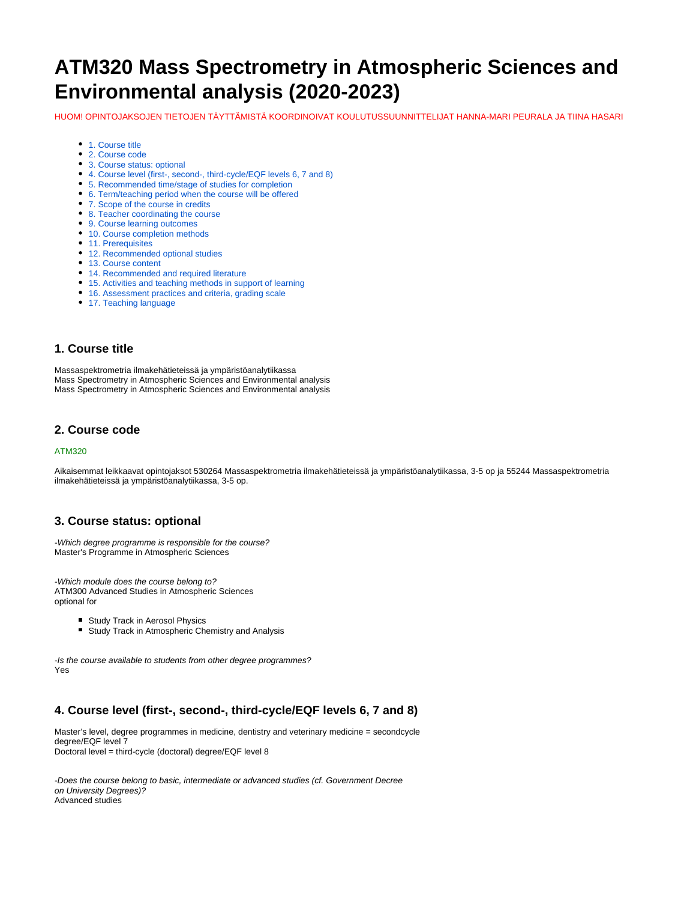# ATM320 Mass Spectrometry in Atmospheric Sciences and Environmental analysis (2020-2023)

HUOM! OPINTOJAKSOJEN TIETOJEN TÄYTTÄMISTÄ KOORDINOIVAT KOULUTUSSUUNNITTELIJAT HANNA-MARI PEURALA JA TIINA HASARI

- 1. Course title
- 2. Course code
- 3. Course status: optional
- 4. Course level (first-, second-, third-cycle/EQF levels 6, 7 and 8)
- 5. Recommended time/stage of studies for completion
- 6. Term/teaching period when the course will be offered
- 7. Scope of the course in credits
- 8. Teacher coordinating the course
- 9. Course learning outcomes
- 10. Course completion methods
- 11. Prerequisites
- 12. Recommended optional studies
- 13. Course content
- 14. Recommended and required literature
- 15. Activities and teaching methods in support of learning
- 16. Assessment practices and criteria, grading scale
- 17. Teaching language

## 1. Course title

Massaspektrometria ilmakehätieteissä ja ympäristöanalytiikassa
Mass Spectrometry in Atmospheric Sciences and Environmental analysis
Mass Spectrometry in Atmospheric Sciences and Environmental analysis

## 2. Course code

ATM320

Aikaisemmat leikkaavat opintojaksot 530264 Massaspektrometria ilmakehätieteissä ja ympäristöanalytiikassa, 3-5 op ja 55244 Massaspektrometria ilmakehätieteissä ja ympäristöanalytiikassa, 3-5 op.

## 3. Course status: optional

*-Which degree programme is responsible for the course?*
Master's Programme in Atmospheric Sciences

*-Which module does the course belong to?*
ATM300 Advanced Studies in Atmospheric Sciences
optional for

- Study Track in Aerosol Physics
- Study Track in Atmospheric Chemistry and Analysis

*-Is the course available to students from other degree programmes?*
Yes

## 4. Course level (first-, second-, third-cycle/EQF levels 6, 7 and 8)

Master's level, degree programmes in medicine, dentistry and veterinary medicine = secondcycle degree/EQF level 7
Doctoral level = third-cycle (doctoral) degree/EQF level 8

*-Does the course belong to basic, intermediate or advanced studies (cf. Government Decree on University Degrees)?*
Advanced studies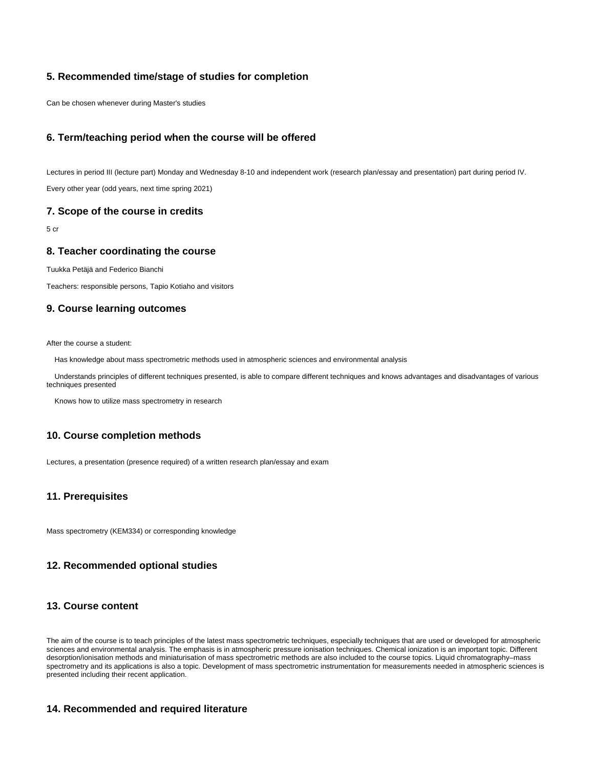## 5. Recommended time/stage of studies for completion

Can be chosen whenever during Master's studies

## 6. Term/teaching period when the course will be offered

Lectures in period III (lecture part) Monday and Wednesday 8-10 and independent work (research plan/essay and presentation) part during period IV.

Every other year (odd years, next time spring 2021)

## 7. Scope of the course in credits

5 cr

## 8. Teacher coordinating the course

Tuukka Petäjä and Federico Bianchi

Teachers: responsible persons, Tapio Kotiaho and visitors

## 9. Course learning outcomes

After the course a student:

Has knowledge about mass spectrometric methods used in atmospheric sciences and environmental analysis

Understands principles of different techniques presented, is able to compare different techniques and knows advantages and disadvantages of various techniques presented

Knows how to utilize mass spectrometry in research

## 10. Course completion methods

Lectures, a presentation (presence required) of a written research plan/essay and exam

## 11. Prerequisites

Mass spectrometry (KEM334) or corresponding knowledge

## 12. Recommended optional studies

## 13. Course content

The aim of the course is to teach principles of the latest mass spectrometric techniques, especially techniques that are used or developed for atmospheric sciences and environmental analysis. The emphasis is in atmospheric pressure ionisation techniques. Chemical ionization is an important topic. Different desorption/ionisation methods and miniaturisation of mass spectrometric methods are also included to the course topics. Liquid chromatography–mass spectrometry and its applications is also a topic. Development of mass spectrometric instrumentation for measurements needed in atmospheric sciences is presented including their recent application.

## 14. Recommended and required literature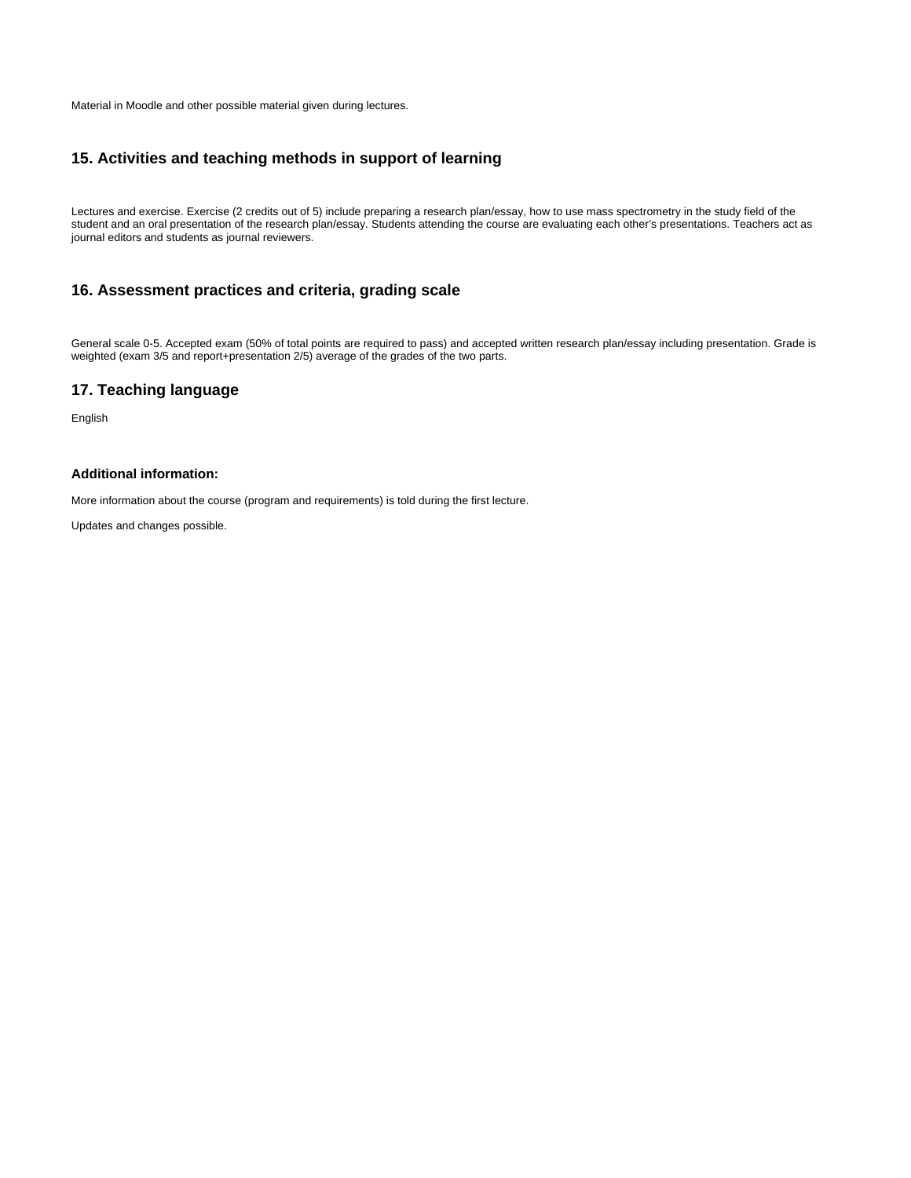Material in Moodle and other possible material given during lectures.

## 15. Activities and teaching methods in support of learning

Lectures and exercise. Exercise (2 credits out of 5) include preparing a research plan/essay, how to use mass spectrometry in the study field of the student and an oral presentation of the research plan/essay. Students attending the course are evaluating each other's presentations. Teachers act as journal editors and students as journal reviewers.

## 16. Assessment practices and criteria, grading scale

General scale 0-5. Accepted exam (50% of total points are required to pass) and accepted written research plan/essay including presentation. Grade is weighted (exam 3/5 and report+presentation 2/5) average of the grades of the two parts.

## 17. Teaching language

English

### Additional information:

More information about the course (program and requirements) is told during the first lecture.

Updates and changes possible.